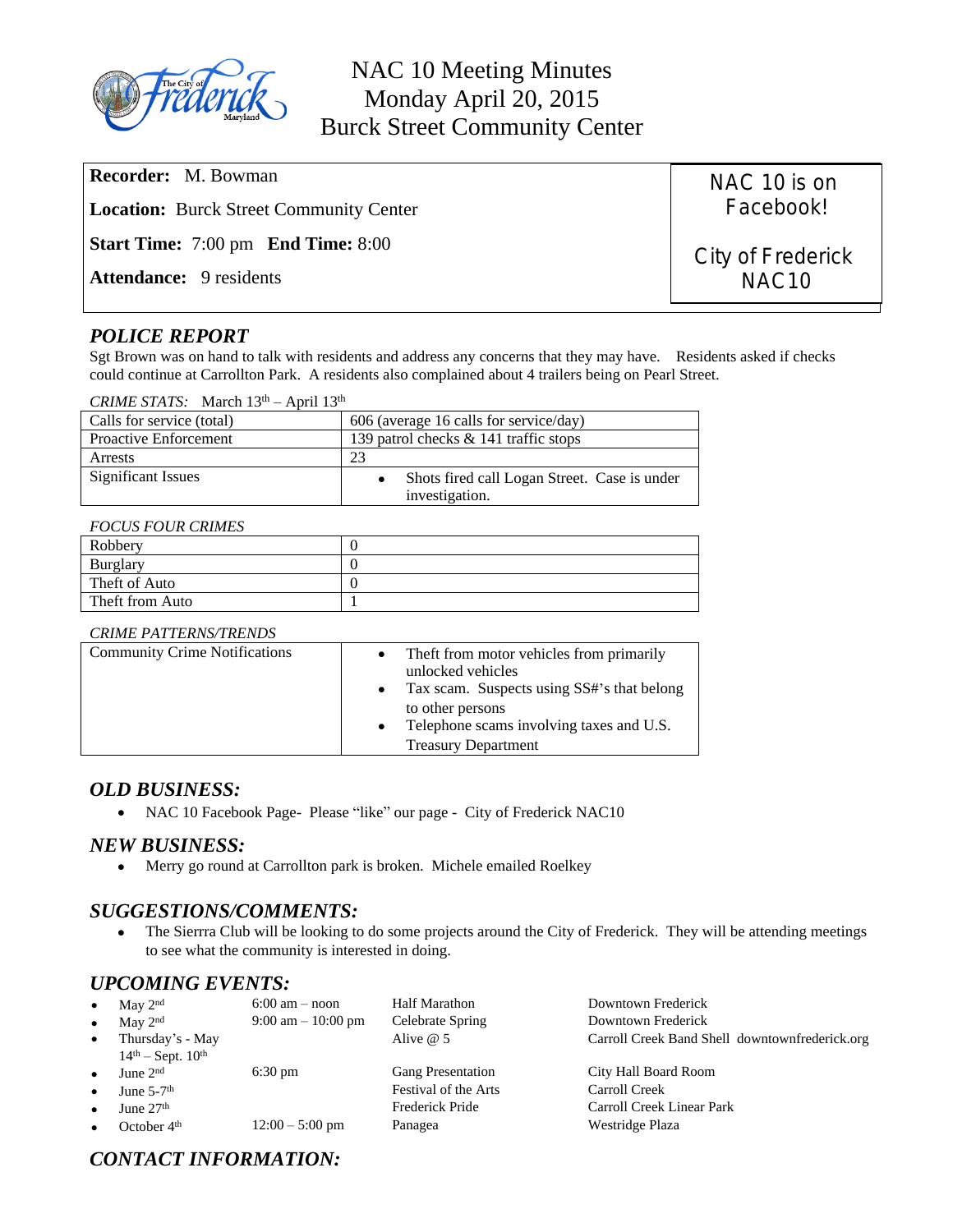# NAC 10 Meeting Minutes
## Monday April 20, 2015
## Burck Street Community Center

**Recorder:** M. Bowman

**Location:** Burck Street Community Center

**Start Time:** 7:00 pm **End Time:** 8:00

**Attendance:** 9 residents

NAC 10 is on Facebook!

City of Frederick NAC10

## *POLICE REPORT*

Sgt Brown was on hand to talk with residents and address any concerns that they may have. Residents asked if checks could continue at Carrollton Park. A residents also complained about 4 trailers being on Pearl Street.

*CRIME STATS:* March 13th – April 13th

| | |
|---|---|
| Calls for service (total) | 606 (average 16 calls for service/day) |
| Proactive Enforcement | 139 patrol checks & 141 traffic stops |
| Arrests | 23 |
| Significant Issues | • Shots fired call Logan Street. Case is under investigation. |

*FOCUS FOUR CRIMES*

| | |
|---|---|
| Robbery | 0 |
| Burglary | 0 |
| Theft of Auto | 0 |
| Theft from Auto | 1 |

*CRIME PATTERNS/TRENDS*

| | |
|---|---|
| Community Crime Notifications | • Theft from motor vehicles from primarily unlocked vehicles<br>• Tax scam. Suspects using SS#'s that belong to other persons<br>• Telephone scams involving taxes and U.S. Treasury Department |

## *OLD BUSINESS:*

- NAC 10 Facebook Page- Please "like" our page - City of Frederick NAC10

## *NEW BUSINESS:*

- Merry go round at Carrollton park is broken. Michele emailed Roelkey

## *SUGGESTIONS/COMMENTS:*

- The Sierrra Club will be looking to do some projects around the City of Frederick. They will be attending meetings to see what the community is interested in doing.

## *UPCOMING EVENTS:*

| Date | Time | Event | Location |
|---|---|---|---|
| May 2nd | 6:00 am – noon | Half Marathon | Downtown Frederick |
| May 2nd | 9:00 am – 10:00 pm | Celebrate Spring | Downtown Frederick |
| Thursday's - May 14th – Sept. 10th | | Alive @ 5 | Carroll Creek Band Shell downtownfrederick.org |
| June 2nd | 6:30 pm | Gang Presentation | City Hall Board Room |
| June 5-7th | | Festival of the Arts | Carroll Creek |
| June 27th | | Frederick Pride | Carroll Creek Linear Park |
| October 4th | 12:00 – 5:00 pm | Panagea | Westridge Plaza |

## *CONTACT INFORMATION:*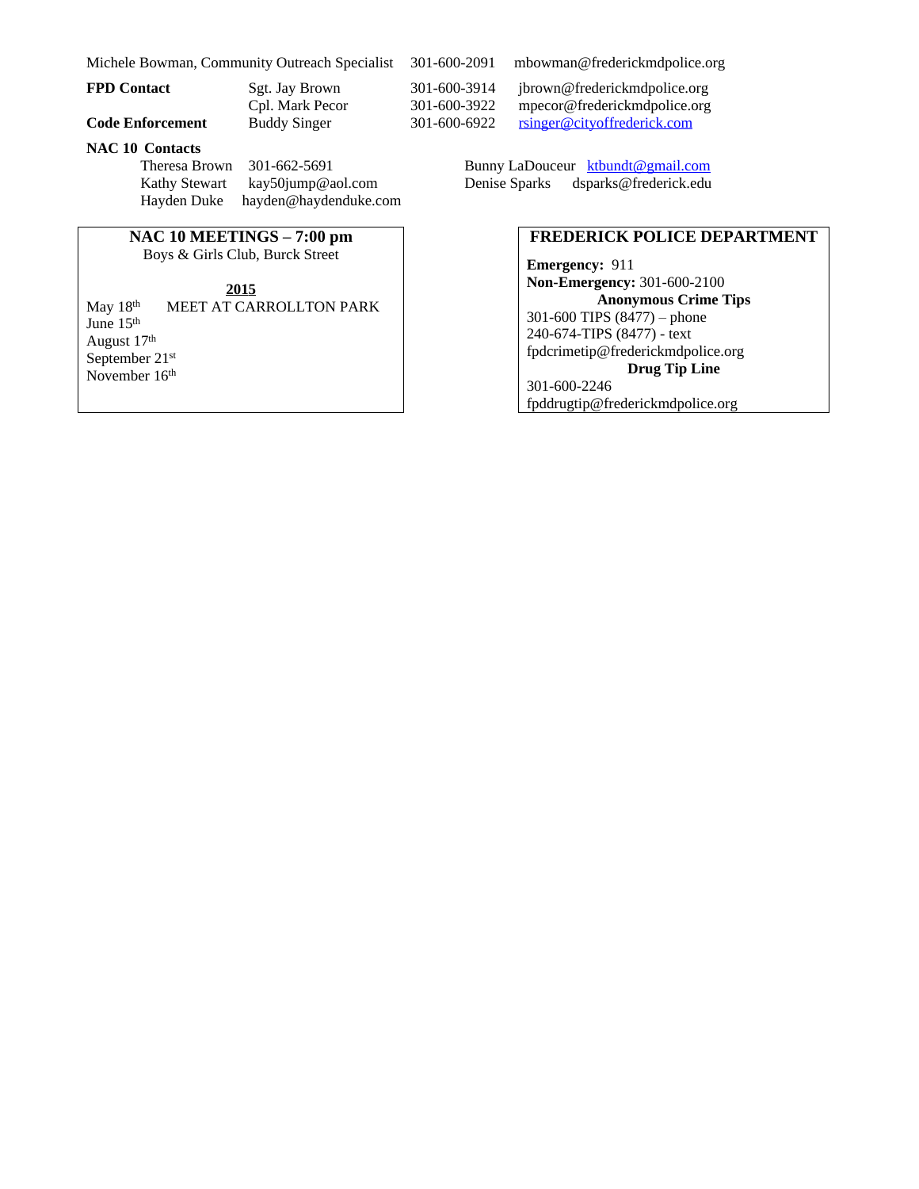Michele Bowman, Community Outreach Specialist 301-600-2091 mbowman@frederickmdpolice.org

| | | | |
|---|---|---|---|
| **FPD Contact** | Sgt. Jay Brown | 301-600-3914 | jbrown@frederickmdpolice.org |
| | Cpl. Mark Pecor | 301-600-3922 | mpecor@frederickmdpolice.org |
| **Code Enforcement** | Buddy Singer | 301-600-6922 | rsinger@cityoffrederick.com |

**NAC 10 Contacts**

| | | | |
|---|---|---|---|
| Theresa Brown | 301-662-5691 | Bunny LaDouceur | ktbundt@gmail.com |
| Kathy Stewart | kay50jump@aol.com | Denise Sparks | dsparks@frederick.edu |
| Hayden Duke | hayden@haydenduke.com | | |

**NAC 10 MEETINGS – 7:00 pm**

Boys & Girls Club, Burck Street

**2015**

May 18th MEET AT CARROLLTON PARK
June 15th
August 17th
September 21st
November 16th

**FREDERICK POLICE DEPARTMENT**

**Emergency:** 911
**Non-Emergency:** 301-600-2100

**Anonymous Crime Tips**

301-600 TIPS (8477) – phone
240-674-TIPS (8477) - text
fpdcrimetip@frederickmdpolice.org

**Drug Tip Line**

301-600-2246
fpddrugtip@frederickmdpolice.org